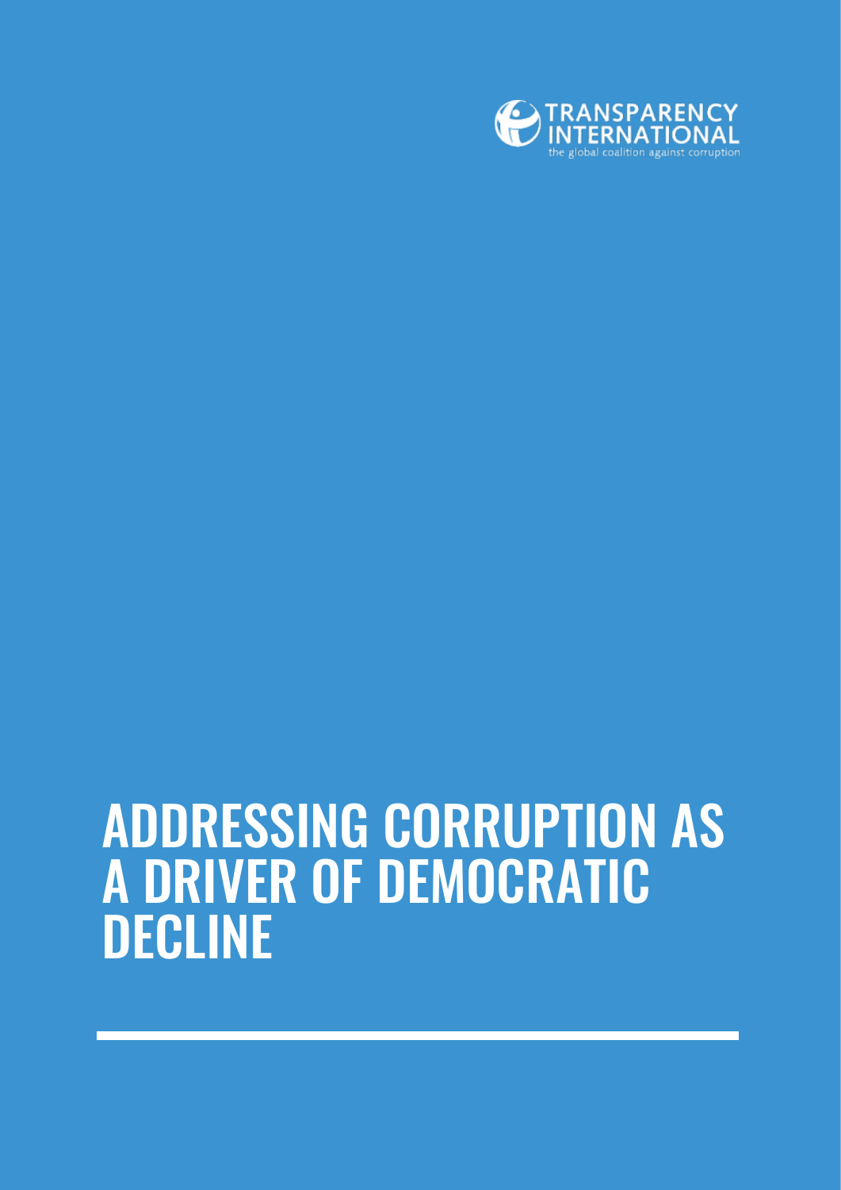TRANSPARENCY INTERNATIONAL

the global coalition against corruption

# ADDRESSING CORRUPTION AS A DRIVER OF DEMOCRATIC DECLINE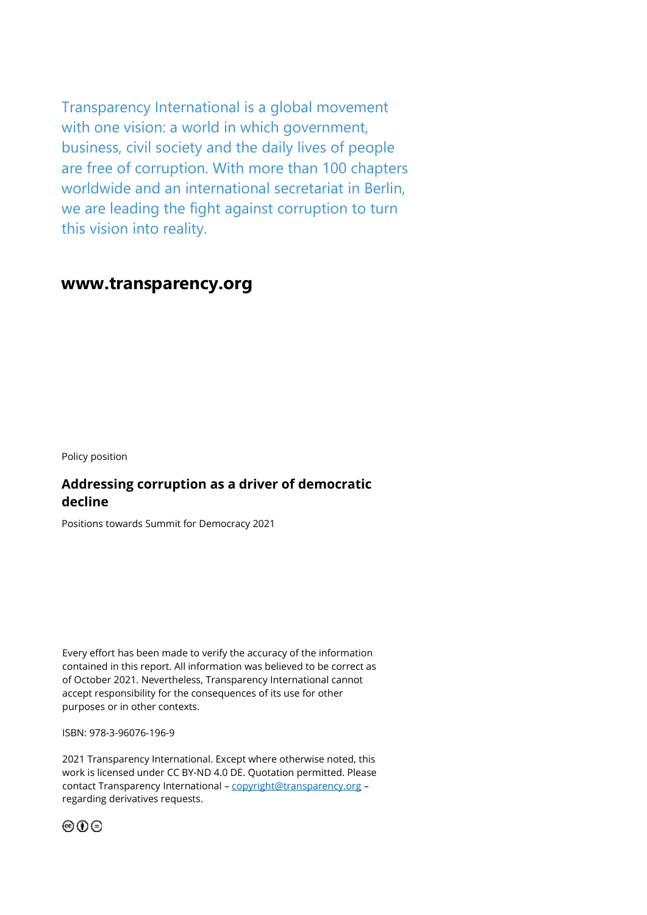Transparency International is a global movement with one vision: a world in which government, business, civil society and the daily lives of people are free of corruption. With more than 100 chapters worldwide and an international secretariat in Berlin, we are leading the fight against corruption to turn this vision into reality.

**www.transparency.org**

Policy position

**Addressing corruption as a driver of democratic decline**

Positions towards Summit for Democracy 2021

Every effort has been made to verify the accuracy of the information contained in this report. All information was believed to be correct as of October 2021. Nevertheless, Transparency International cannot accept responsibility for the consequences of its use for other purposes or in other contexts.

ISBN: 978-3-96076-196-9

2021 Transparency International. Except where otherwise noted, this work is licensed under CC BY-ND 4.0 DE. Quotation permitted. Please contact Transparency International – copyright@transparency.org – regarding derivatives requests.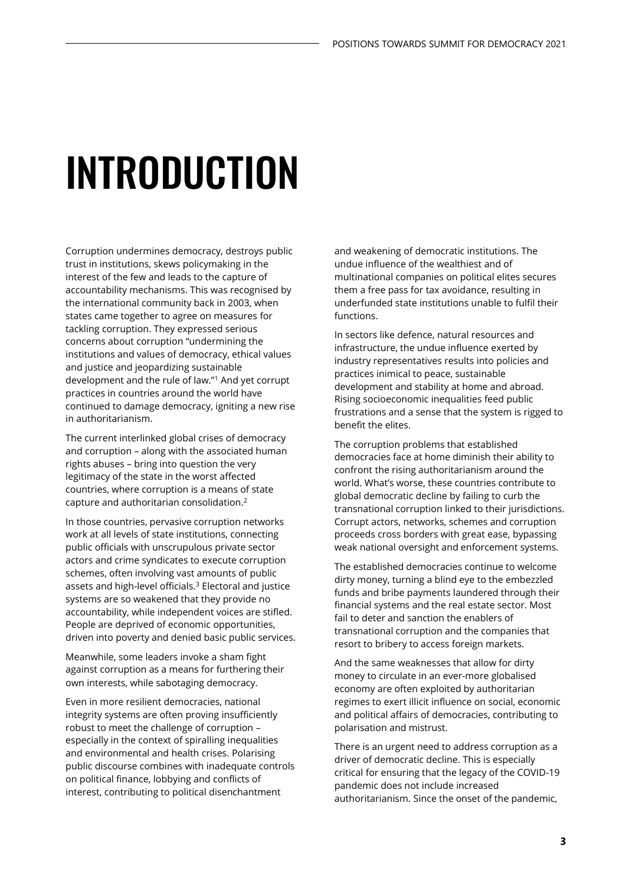# INTRODUCTION

Corruption undermines democracy, destroys public trust in institutions, skews policymaking in the interest of the few and leads to the capture of accountability mechanisms. This was recognised by the international community back in 2003, when states came together to agree on measures for tackling corruption. They expressed serious concerns about corruption "undermining the institutions and values of democracy, ethical values and justice and jeopardizing sustainable development and the rule of law."[1] And yet corrupt practices in countries around the world have continued to damage democracy, igniting a new rise in authoritarianism.

The current interlinked global crises of democracy and corruption – along with the associated human rights abuses – bring into question the very legitimacy of the state in the worst affected countries, where corruption is a means of state capture and authoritarian consolidation.[2]

In those countries, pervasive corruption networks work at all levels of state institutions, connecting public officials with unscrupulous private sector actors and crime syndicates to execute corruption schemes, often involving vast amounts of public assets and high-level officials.[3] Electoral and justice systems are so weakened that they provide no accountability, while independent voices are stifled. People are deprived of economic opportunities, driven into poverty and denied basic public services.

Meanwhile, some leaders invoke a sham fight against corruption as a means for furthering their own interests, while sabotaging democracy.

Even in more resilient democracies, national integrity systems are often proving insufficiently robust to meet the challenge of corruption – especially in the context of spiralling inequalities and environmental and health crises. Polarising public discourse combines with inadequate controls on political finance, lobbying and conflicts of interest, contributing to political disenchantment and weakening of democratic institutions. The undue influence of the wealthiest and of multinational companies on political elites secures them a free pass for tax avoidance, resulting in underfunded state institutions unable to fulfil their functions.

In sectors like defence, natural resources and infrastructure, the undue influence exerted by industry representatives results into policies and practices inimical to peace, sustainable development and stability at home and abroad. Rising socioeconomic inequalities feed public frustrations and a sense that the system is rigged to benefit the elites.

The corruption problems that established democracies face at home diminish their ability to confront the rising authoritarianism around the world. What's worse, these countries contribute to global democratic decline by failing to curb the transnational corruption linked to their jurisdictions. Corrupt actors, networks, schemes and corruption proceeds cross borders with great ease, bypassing weak national oversight and enforcement systems.

The established democracies continue to welcome dirty money, turning a blind eye to the embezzled funds and bribe payments laundered through their financial systems and the real estate sector. Most fail to deter and sanction the enablers of transnational corruption and the companies that resort to bribery to access foreign markets.

And the same weaknesses that allow for dirty money to circulate in an ever-more globalised economy are often exploited by authoritarian regimes to exert illicit influence on social, economic and political affairs of democracies, contributing to polarisation and mistrust.

There is an urgent need to address corruption as a driver of democratic decline. This is especially critical for ensuring that the legacy of the COVID-19 pandemic does not include increased authoritarianism. Since the onset of the pandemic,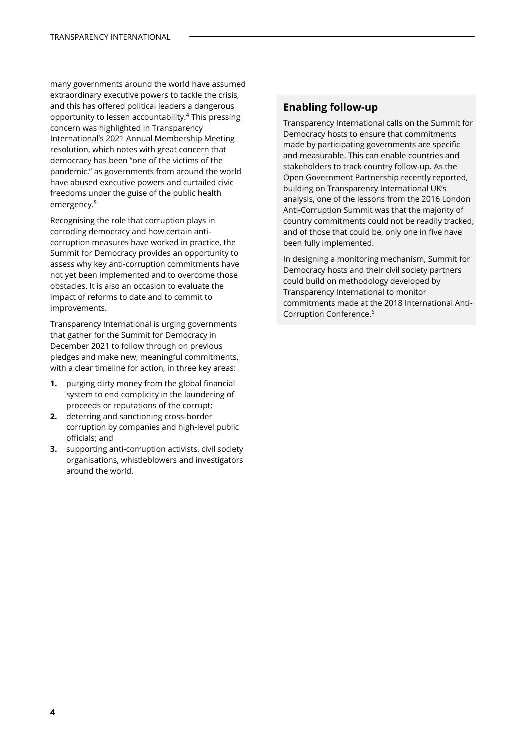many governments around the world have assumed extraordinary executive powers to tackle the crisis, and this has offered political leaders a dangerous opportunity to lessen accountability.[4] This pressing concern was highlighted in Transparency International's 2021 Annual Membership Meeting resolution, which notes with great concern that democracy has been "one of the victims of the pandemic," as governments from around the world have abused executive powers and curtailed civic freedoms under the guise of the public health emergency.[5]

Recognising the role that corruption plays in corroding democracy and how certain anti-corruption measures have worked in practice, the Summit for Democracy provides an opportunity to assess why key anti-corruption commitments have not yet been implemented and to overcome those obstacles. It is also an occasion to evaluate the impact of reforms to date and to commit to improvements.

Transparency International is urging governments that gather for the Summit for Democracy in December 2021 to follow through on previous pledges and make new, meaningful commitments, with a clear timeline for action, in three key areas:

1. purging dirty money from the global financial system to end complicity in the laundering of proceeds or reputations of the corrupt;
2. deterring and sanctioning cross-border corruption by companies and high-level public officials; and
3. supporting anti-corruption activists, civil society organisations, whistleblowers and investigators around the world.

## Enabling follow-up

Transparency International calls on the Summit for Democracy hosts to ensure that commitments made by participating governments are specific and measurable. This can enable countries and stakeholders to track country follow-up. As the Open Government Partnership recently reported, building on Transparency International UK's analysis, one of the lessons from the 2016 London Anti-Corruption Summit was that the majority of country commitments could not be readily tracked, and of those that could be, only one in five have been fully implemented.

In designing a monitoring mechanism, Summit for Democracy hosts and their civil society partners could build on methodology developed by Transparency International to monitor commitments made at the 2018 International Anti-Corruption Conference.[6]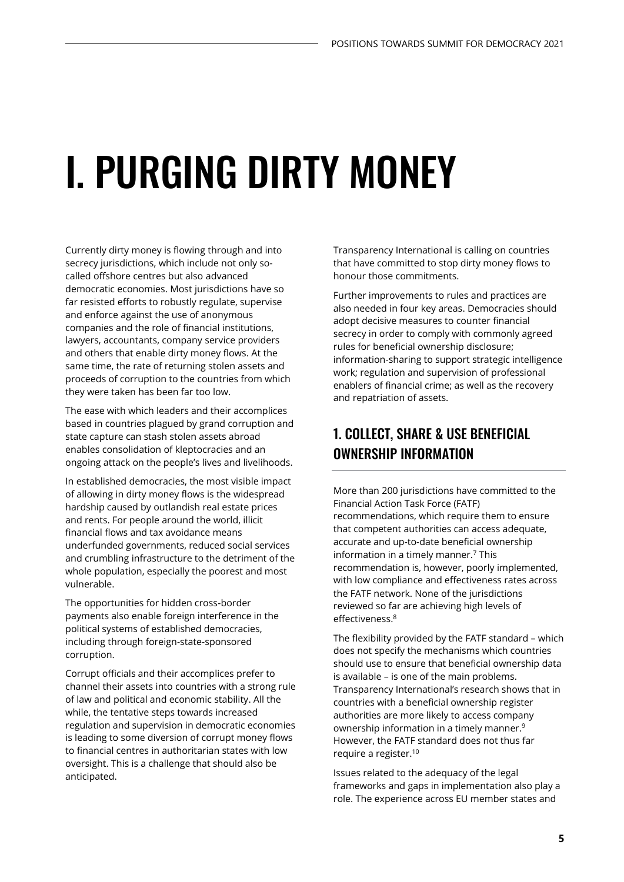# I. PURGING DIRTY MONEY

Currently dirty money is flowing through and into secrecy jurisdictions, which include not only so-called offshore centres but also advanced democratic economies. Most jurisdictions have so far resisted efforts to robustly regulate, supervise and enforce against the use of anonymous companies and the role of financial institutions, lawyers, accountants, company service providers and others that enable dirty money flows. At the same time, the rate of returning stolen assets and proceeds of corruption to the countries from which they were taken has been far too low.

The ease with which leaders and their accomplices based in countries plagued by grand corruption and state capture can stash stolen assets abroad enables consolidation of kleptocracies and an ongoing attack on the people's lives and livelihoods.

In established democracies, the most visible impact of allowing in dirty money flows is the widespread hardship caused by outlandish real estate prices and rents. For people around the world, illicit financial flows and tax avoidance means underfunded governments, reduced social services and crumbling infrastructure to the detriment of the whole population, especially the poorest and most vulnerable.

The opportunities for hidden cross-border payments also enable foreign interference in the political systems of established democracies, including through foreign-state-sponsored corruption.

Corrupt officials and their accomplices prefer to channel their assets into countries with a strong rule of law and political and economic stability. All the while, the tentative steps towards increased regulation and supervision in democratic economies is leading to some diversion of corrupt money flows to financial centres in authoritarian states with low oversight. This is a challenge that should also be anticipated.

Transparency International is calling on countries that have committed to stop dirty money flows to honour those commitments.

Further improvements to rules and practices are also needed in four key areas. Democracies should adopt decisive measures to counter financial secrecy in order to comply with commonly agreed rules for beneficial ownership disclosure; information-sharing to support strategic intelligence work; regulation and supervision of professional enablers of financial crime; as well as the recovery and repatriation of assets.

## 1. COLLECT, SHARE & USE BENEFICIAL OWNERSHIP INFORMATION

More than 200 jurisdictions have committed to the Financial Action Task Force (FATF) recommendations, which require them to ensure that competent authorities can access adequate, accurate and up-to-date beneficial ownership information in a timely manner.[7] This recommendation is, however, poorly implemented, with low compliance and effectiveness rates across the FATF network. None of the jurisdictions reviewed so far are achieving high levels of effectiveness.[8]

The flexibility provided by the FATF standard – which does not specify the mechanisms which countries should use to ensure that beneficial ownership data is available – is one of the main problems. Transparency International's research shows that in countries with a beneficial ownership register authorities are more likely to access company ownership information in a timely manner.[9] However, the FATF standard does not thus far require a register.[10]

Issues related to the adequacy of the legal frameworks and gaps in implementation also play a role. The experience across EU member states and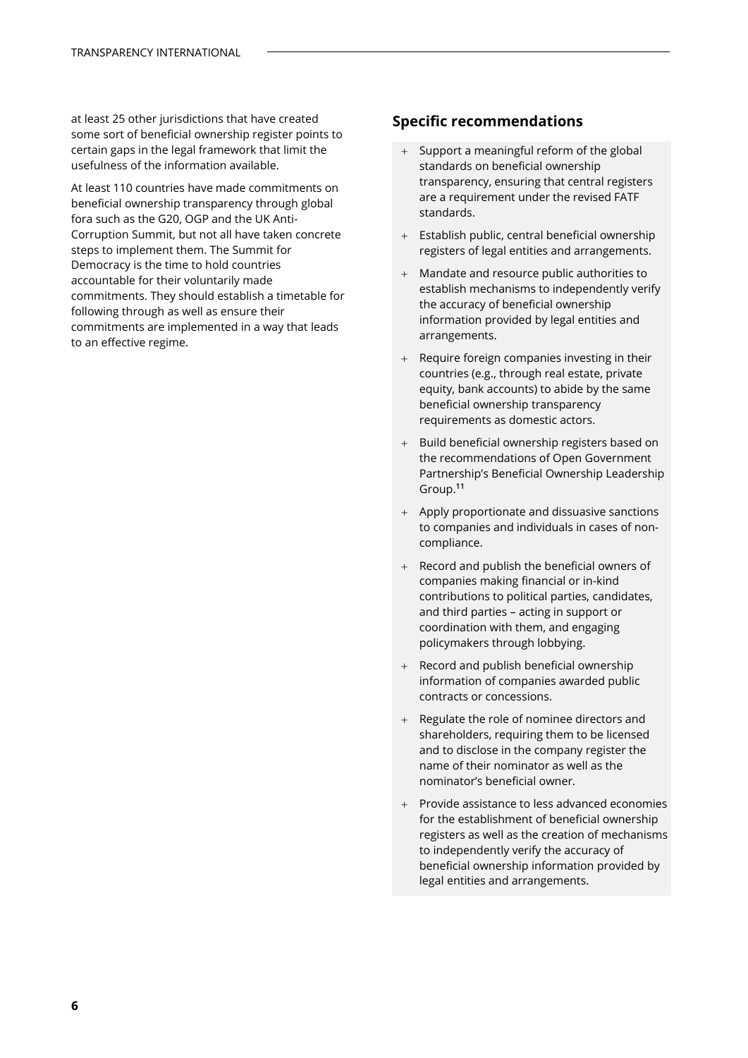at least 25 other jurisdictions that have created some sort of beneficial ownership register points to certain gaps in the legal framework that limit the usefulness of the information available.

At least 110 countries have made commitments on beneficial ownership transparency through global fora such as the G20, OGP and the UK Anti-Corruption Summit, but not all have taken concrete steps to implement them. The Summit for Democracy is the time to hold countries accountable for their voluntarily made commitments. They should establish a timetable for following through as well as ensure their commitments are implemented in a way that leads to an effective regime.

## Specific recommendations

- Support a meaningful reform of the global standards on beneficial ownership transparency, ensuring that central registers are a requirement under the revised FATF standards.
- Establish public, central beneficial ownership registers of legal entities and arrangements.
- Mandate and resource public authorities to establish mechanisms to independently verify the accuracy of beneficial ownership information provided by legal entities and arrangements.
- Require foreign companies investing in their countries (e.g., through real estate, private equity, bank accounts) to abide by the same beneficial ownership transparency requirements as domestic actors.
- Build beneficial ownership registers based on the recommendations of Open Government Partnership's Beneficial Ownership Leadership Group.[11]
- Apply proportionate and dissuasive sanctions to companies and individuals in cases of non-compliance.
- Record and publish the beneficial owners of companies making financial or in-kind contributions to political parties, candidates, and third parties – acting in support or coordination with them, and engaging policymakers through lobbying.
- Record and publish beneficial ownership information of companies awarded public contracts or concessions.
- Regulate the role of nominee directors and shareholders, requiring them to be licensed and to disclose in the company register the name of their nominator as well as the nominator's beneficial owner.
- Provide assistance to less advanced economies for the establishment of beneficial ownership registers as well as the creation of mechanisms to independently verify the accuracy of beneficial ownership information provided by legal entities and arrangements.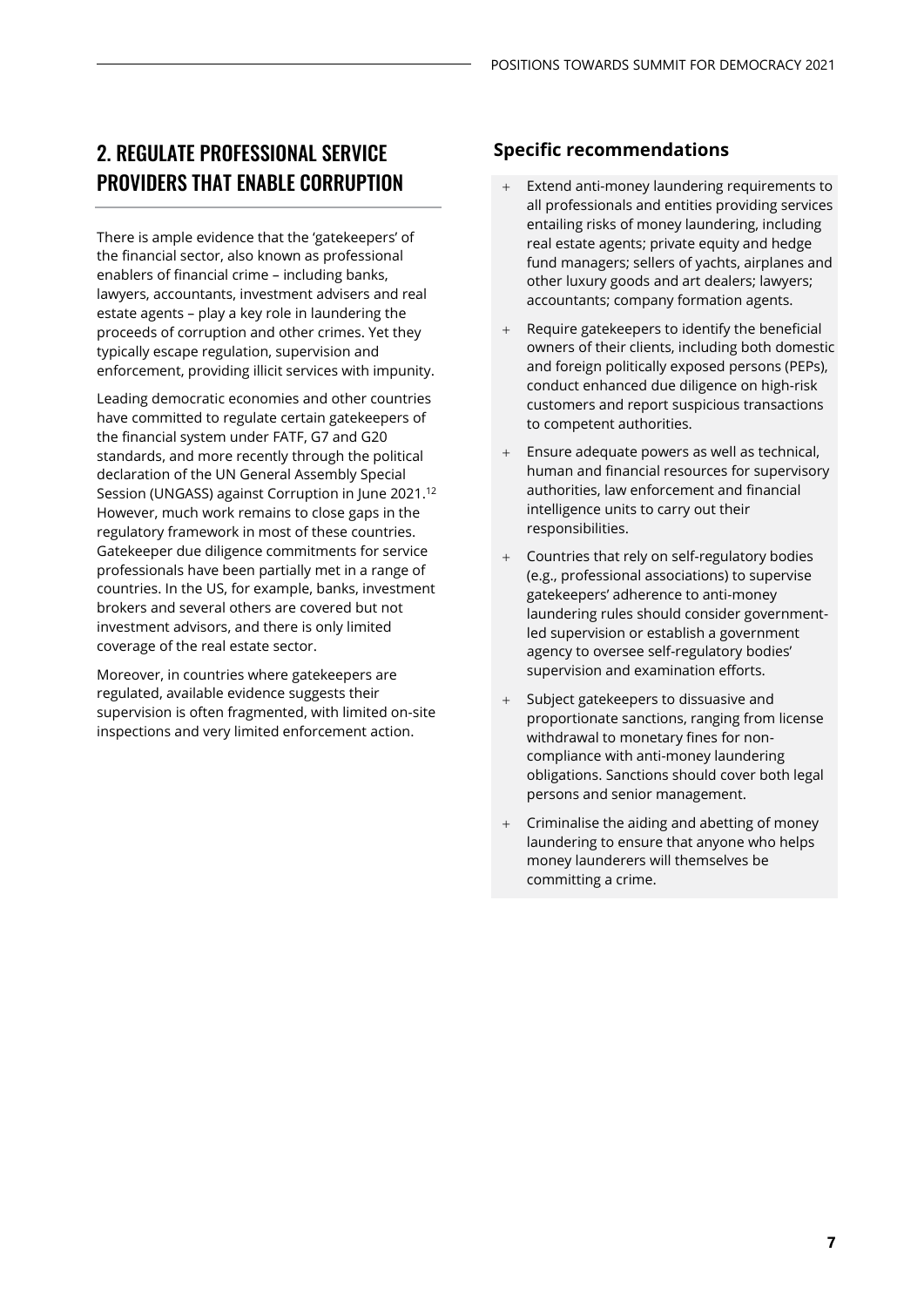## 2. REGULATE PROFESSIONAL SERVICE PROVIDERS THAT ENABLE CORRUPTION

There is ample evidence that the 'gatekeepers' of the financial sector, also known as professional enablers of financial crime – including banks, lawyers, accountants, investment advisers and real estate agents – play a key role in laundering the proceeds of corruption and other crimes. Yet they typically escape regulation, supervision and enforcement, providing illicit services with impunity.

Leading democratic economies and other countries have committed to regulate certain gatekeepers of the financial system under FATF, G7 and G20 standards, and more recently through the political declaration of the UN General Assembly Special Session (UNGASS) against Corruption in June 2021.[12] However, much work remains to close gaps in the regulatory framework in most of these countries. Gatekeeper due diligence commitments for service professionals have been partially met in a range of countries. In the US, for example, banks, investment brokers and several others are covered but not investment advisors, and there is only limited coverage of the real estate sector.

Moreover, in countries where gatekeepers are regulated, available evidence suggests their supervision is often fragmented, with limited on-site inspections and very limited enforcement action.

### Specific recommendations

- Extend anti-money laundering requirements to all professionals and entities providing services entailing risks of money laundering, including real estate agents; private equity and hedge fund managers; sellers of yachts, airplanes and other luxury goods and art dealers; lawyers; accountants; company formation agents.
- Require gatekeepers to identify the beneficial owners of their clients, including both domestic and foreign politically exposed persons (PEPs), conduct enhanced due diligence on high-risk customers and report suspicious transactions to competent authorities.
- Ensure adequate powers as well as technical, human and financial resources for supervisory authorities, law enforcement and financial intelligence units to carry out their responsibilities.
- Countries that rely on self-regulatory bodies (e.g., professional associations) to supervise gatekeepers' adherence to anti-money laundering rules should consider government-led supervision or establish a government agency to oversee self-regulatory bodies' supervision and examination efforts.
- Subject gatekeepers to dissuasive and proportionate sanctions, ranging from license withdrawal to monetary fines for non-compliance with anti-money laundering obligations. Sanctions should cover both legal persons and senior management.
- Criminalise the aiding and abetting of money laundering to ensure that anyone who helps money launderers will themselves be committing a crime.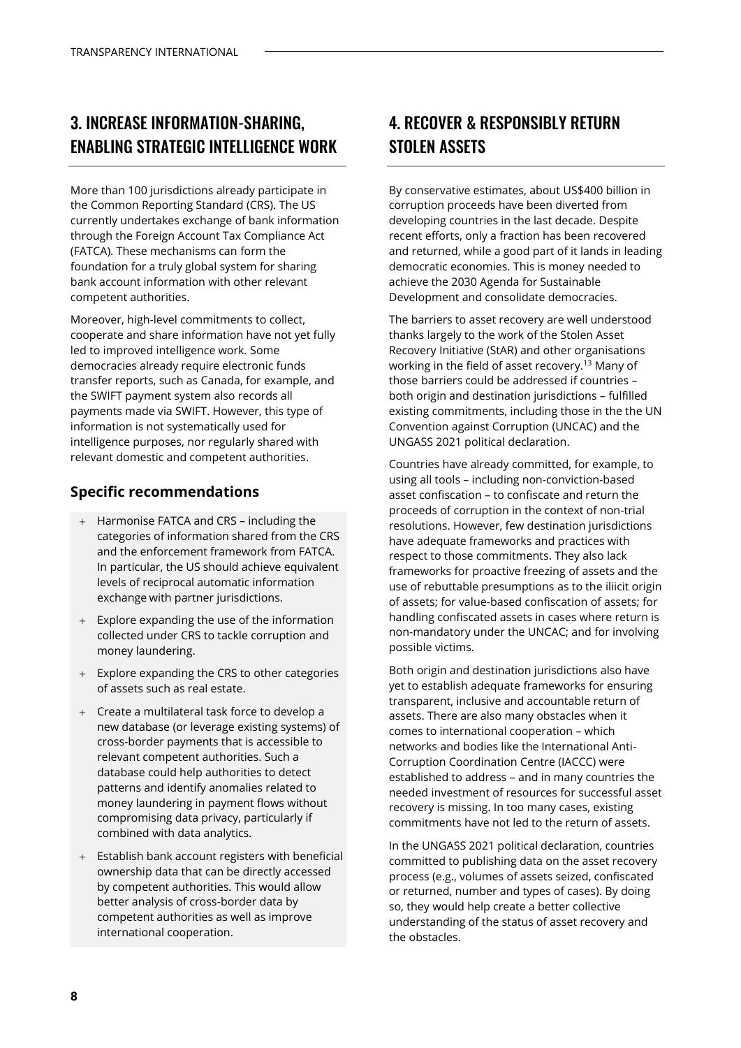## 3. INCREASE INFORMATION-SHARING, ENABLING STRATEGIC INTELLIGENCE WORK

More than 100 jurisdictions already participate in the Common Reporting Standard (CRS). The US currently undertakes exchange of bank information through the Foreign Account Tax Compliance Act (FATCA). These mechanisms can form the foundation for a truly global system for sharing bank account information with other relevant competent authorities.

Moreover, high-level commitments to collect, cooperate and share information have not yet fully led to improved intelligence work. Some democracies already require electronic funds transfer reports, such as Canada, for example, and the SWIFT payment system also records all payments made via SWIFT. However, this type of information is not systematically used for intelligence purposes, nor regularly shared with relevant domestic and competent authorities.

### Specific recommendations

- Harmonise FATCA and CRS – including the categories of information shared from the CRS and the enforcement framework from FATCA. In particular, the US should achieve equivalent levels of reciprocal automatic information exchange with partner jurisdictions.
- Explore expanding the use of the information collected under CRS to tackle corruption and money laundering.
- Explore expanding the CRS to other categories of assets such as real estate.
- Create a multilateral task force to develop a new database (or leverage existing systems) of cross-border payments that is accessible to relevant competent authorities. Such a database could help authorities to detect patterns and identify anomalies related to money laundering in payment flows without compromising data privacy, particularly if combined with data analytics.
- Establish bank account registers with beneficial ownership data that can be directly accessed by competent authorities. This would allow better analysis of cross-border data by competent authorities as well as improve international cooperation.

## 4. RECOVER & RESPONSIBLY RETURN STOLEN ASSETS

By conservative estimates, about US$400 billion in corruption proceeds have been diverted from developing countries in the last decade. Despite recent efforts, only a fraction has been recovered and returned, while a good part of it lands in leading democratic economies. This is money needed to achieve the 2030 Agenda for Sustainable Development and consolidate democracies.

The barriers to asset recovery are well understood thanks largely to the work of the Stolen Asset Recovery Initiative (StAR) and other organisations working in the field of asset recovery.[13] Many of those barriers could be addressed if countries – both origin and destination jurisdictions – fulfilled existing commitments, including those in the the UN Convention against Corruption (UNCAC) and the UNGASS 2021 political declaration.

Countries have already committed, for example, to using all tools – including non-conviction-based asset confiscation – to confiscate and return the proceeds of corruption in the context of non-trial resolutions. However, few destination jurisdictions have adequate frameworks and practices with respect to those commitments. They also lack frameworks for proactive freezing of assets and the use of rebuttable presumptions as to the iliicit origin of assets; for value-based confiscation of assets; for handling confiscated assets in cases where return is non-mandatory under the UNCAC; and for involving possible victims.

Both origin and destination jurisdictions also have yet to establish adequate frameworks for ensuring transparent, inclusive and accountable return of assets. There are also many obstacles when it comes to international cooperation – which networks and bodies like the International Anti-Corruption Coordination Centre (IACCC) were established to address – and in many countries the needed investment of resources for successful asset recovery is missing. In too many cases, existing commitments have not led to the return of assets.

In the UNGASS 2021 political declaration, countries committed to publishing data on the asset recovery process (e.g., volumes of assets seized, confiscated or returned, number and types of cases). By doing so, they would help create a better collective understanding of the status of asset recovery and the obstacles.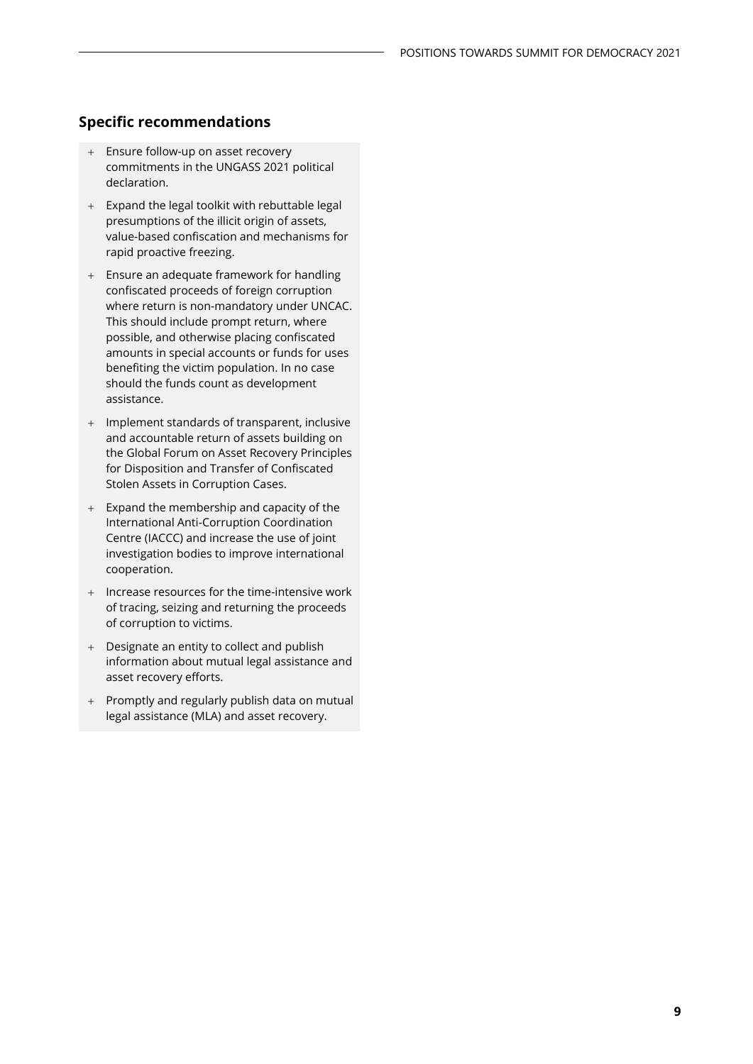## Specific recommendations

- Ensure follow-up on asset recovery commitments in the UNGASS 2021 political declaration.
- Expand the legal toolkit with rebuttable legal presumptions of the illicit origin of assets, value-based confiscation and mechanisms for rapid proactive freezing.
- Ensure an adequate framework for handling confiscated proceeds of foreign corruption where return is non-mandatory under UNCAC. This should include prompt return, where possible, and otherwise placing confiscated amounts in special accounts or funds for uses benefiting the victim population. In no case should the funds count as development assistance.
- Implement standards of transparent, inclusive and accountable return of assets building on the Global Forum on Asset Recovery Principles for Disposition and Transfer of Confiscated Stolen Assets in Corruption Cases.
- Expand the membership and capacity of the International Anti-Corruption Coordination Centre (IACCC) and increase the use of joint investigation bodies to improve international cooperation.
- Increase resources for the time-intensive work of tracing, seizing and returning the proceeds of corruption to victims.
- Designate an entity to collect and publish information about mutual legal assistance and asset recovery efforts.
- Promptly and regularly publish data on mutual legal assistance (MLA) and asset recovery.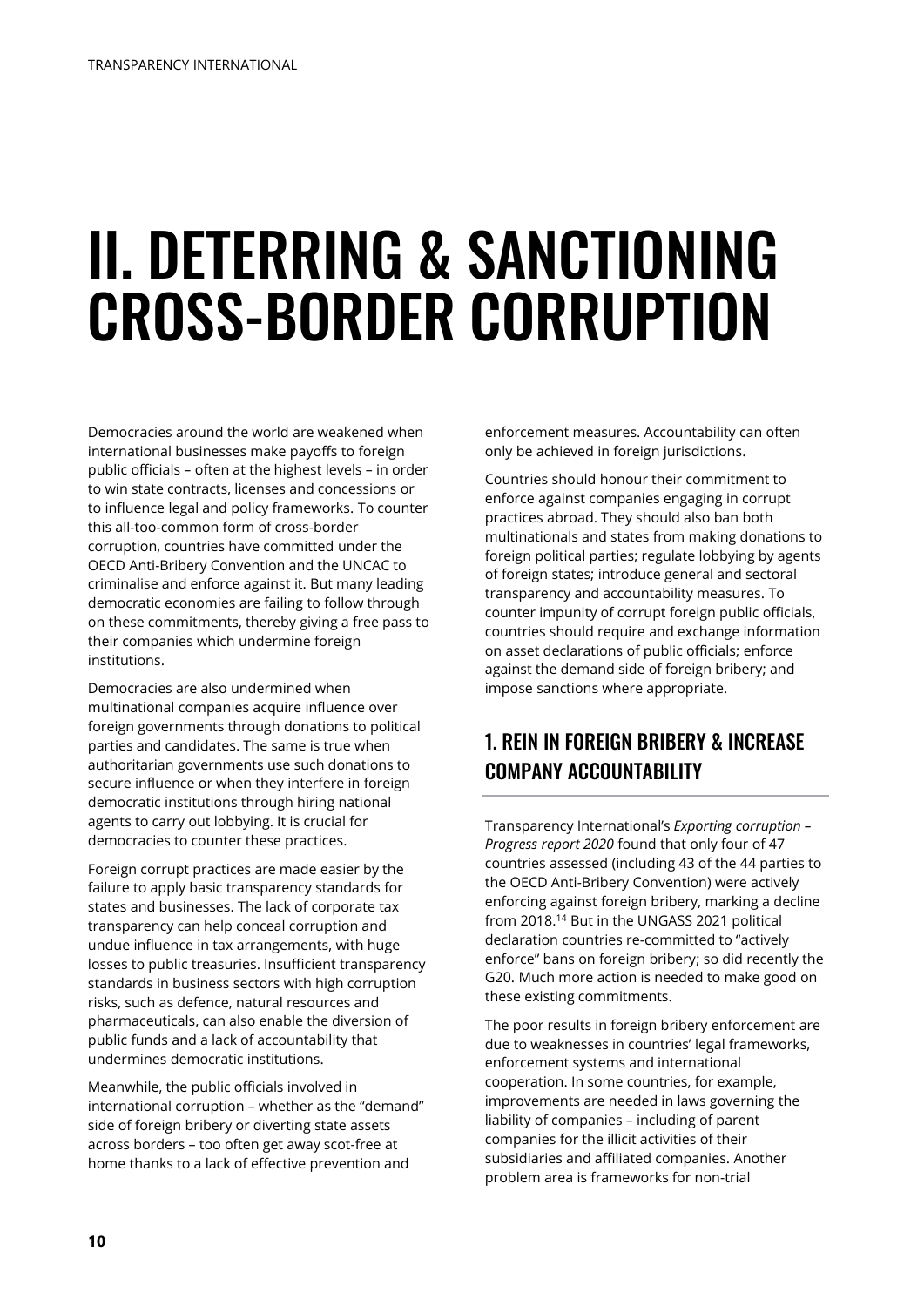# II. DETERRING & SANCTIONING CROSS-BORDER CORRUPTION

Democracies around the world are weakened when international businesses make payoffs to foreign public officials – often at the highest levels – in order to win state contracts, licenses and concessions or to influence legal and policy frameworks. To counter this all-too-common form of cross-border corruption, countries have committed under the OECD Anti-Bribery Convention and the UNCAC to criminalise and enforce against it. But many leading democratic economies are failing to follow through on these commitments, thereby giving a free pass to their companies which undermine foreign institutions.

Democracies are also undermined when multinational companies acquire influence over foreign governments through donations to political parties and candidates. The same is true when authoritarian governments use such donations to secure influence or when they interfere in foreign democratic institutions through hiring national agents to carry out lobbying. It is crucial for democracies to counter these practices.

Foreign corrupt practices are made easier by the failure to apply basic transparency standards for states and businesses. The lack of corporate tax transparency can help conceal corruption and undue influence in tax arrangements, with huge losses to public treasuries. Insufficient transparency standards in business sectors with high corruption risks, such as defence, natural resources and pharmaceuticals, can also enable the diversion of public funds and a lack of accountability that undermines democratic institutions.

Meanwhile, the public officials involved in international corruption – whether as the "demand" side of foreign bribery or diverting state assets across borders – too often get away scot-free at home thanks to a lack of effective prevention and enforcement measures. Accountability can often only be achieved in foreign jurisdictions.

Countries should honour their commitment to enforce against companies engaging in corrupt practices abroad. They should also ban both multinationals and states from making donations to foreign political parties; regulate lobbying by agents of foreign states; introduce general and sectoral transparency and accountability measures. To counter impunity of corrupt foreign public officials, countries should require and exchange information on asset declarations of public officials; enforce against the demand side of foreign bribery; and impose sanctions where appropriate.

## 1. REIN IN FOREIGN BRIBERY & INCREASE COMPANY ACCOUNTABILITY

Transparency International's *Exporting corruption – Progress report 2020* found that only four of 47 countries assessed (including 43 of the 44 parties to the OECD Anti-Bribery Convention) were actively enforcing against foreign bribery, marking a decline from 2018.[14] But in the UNGASS 2021 political declaration countries re-committed to "actively enforce" bans on foreign bribery; so did recently the G20. Much more action is needed to make good on these existing commitments.

The poor results in foreign bribery enforcement are due to weaknesses in countries' legal frameworks, enforcement systems and international cooperation. In some countries, for example, improvements are needed in laws governing the liability of companies – including of parent companies for the illicit activities of their subsidiaries and affiliated companies. Another problem area is frameworks for non-trial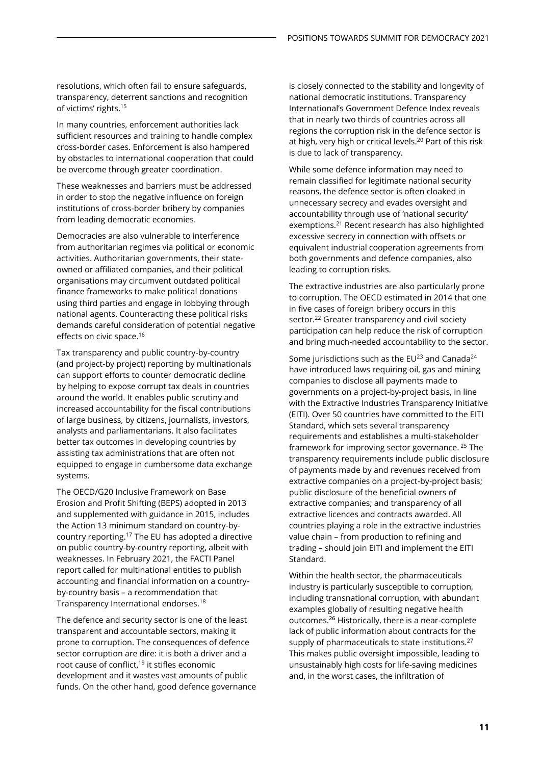resolutions, which often fail to ensure safeguards, transparency, deterrent sanctions and recognition of victims' rights.[15]

In many countries, enforcement authorities lack sufficient resources and training to handle complex cross-border cases. Enforcement is also hampered by obstacles to international cooperation that could be overcome through greater coordination.

These weaknesses and barriers must be addressed in order to stop the negative influence on foreign institutions of cross-border bribery by companies from leading democratic economies.

Democracies are also vulnerable to interference from authoritarian regimes via political or economic activities. Authoritarian governments, their state-owned or affiliated companies, and their political organisations may circumvent outdated political finance frameworks to make political donations using third parties and engage in lobbying through national agents. Counteracting these political risks demands careful consideration of potential negative effects on civic space.[16]

Tax transparency and public country-by-country (and project-by project) reporting by multinationals can support efforts to counter democratic decline by helping to expose corrupt tax deals in countries around the world. It enables public scrutiny and increased accountability for the fiscal contributions of large business, by citizens, journalists, investors, analysts and parliamentarians. It also facilitates better tax outcomes in developing countries by assisting tax administrations that are often not equipped to engage in cumbersome data exchange systems.

The OECD/G20 Inclusive Framework on Base Erosion and Profit Shifting (BEPS) adopted in 2013 and supplemented with guidance in 2015, includes the Action 13 minimum standard on country-by-country reporting.[17] The EU has adopted a directive on public country-by-country reporting, albeit with weaknesses. In February 2021, the FACTI Panel report called for multinational entities to publish accounting and financial information on a country-by-country basis – a recommendation that Transparency International endorses.[18]

The defence and security sector is one of the least transparent and accountable sectors, making it prone to corruption. The consequences of defence sector corruption are dire: it is both a driver and a root cause of conflict,[19] it stifles economic development and it wastes vast amounts of public funds. On the other hand, good defence governance is closely connected to the stability and longevity of national democratic institutions. Transparency International's Government Defence Index reveals that in nearly two thirds of countries across all regions the corruption risk in the defence sector is at high, very high or critical levels.[20] Part of this risk is due to lack of transparency.

While some defence information may need to remain classified for legitimate national security reasons, the defence sector is often cloaked in unnecessary secrecy and evades oversight and accountability through use of 'national security' exemptions.[21] Recent research has also highlighted excessive secrecy in connection with offsets or equivalent industrial cooperation agreements from both governments and defence companies, also leading to corruption risks.

The extractive industries are also particularly prone to corruption. The OECD estimated in 2014 that one in five cases of foreign bribery occurs in this sector.[22] Greater transparency and civil society participation can help reduce the risk of corruption and bring much-needed accountability to the sector.

Some jurisdictions such as the EU[23] and Canada[24] have introduced laws requiring oil, gas and mining companies to disclose all payments made to governments on a project-by-project basis, in line with the Extractive Industries Transparency Initiative (EITI). Over 50 countries have committed to the EITI Standard, which sets several transparency requirements and establishes a multi-stakeholder framework for improving sector governance.[25] The transparency requirements include public disclosure of payments made by and revenues received from extractive companies on a project-by-project basis; public disclosure of the beneficial owners of extractive companies; and transparency of all extractive licences and contracts awarded. All countries playing a role in the extractive industries value chain – from production to refining and trading – should join EITI and implement the EITI Standard.

Within the health sector, the pharmaceuticals industry is particularly susceptible to corruption, including transnational corruption, with abundant examples globally of resulting negative health outcomes.[26] Historically, there is a near-complete lack of public information about contracts for the supply of pharmaceuticals to state institutions.[27] This makes public oversight impossible, leading to unsustainably high costs for life-saving medicines and, in the worst cases, the infiltration of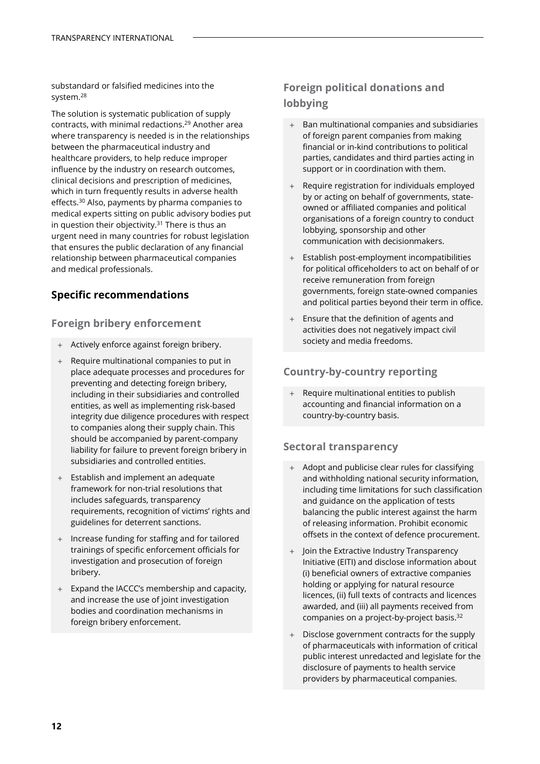substandard or falsified medicines into the system.[28]

The solution is systematic publication of supply contracts, with minimal redactions.[29] Another area where transparency is needed is in the relationships between the pharmaceutical industry and healthcare providers, to help reduce improper influence by the industry on research outcomes, clinical decisions and prescription of medicines, which in turn frequently results in adverse health effects.[30] Also, payments by pharma companies to medical experts sitting on public advisory bodies put in question their objectivity.[31] There is thus an urgent need in many countries for robust legislation that ensures the public declaration of any financial relationship between pharmaceutical companies and medical professionals.

## Specific recommendations

### Foreign bribery enforcement

+ Actively enforce against foreign bribery.
+ Require multinational companies to put in place adequate processes and procedures for preventing and detecting foreign bribery, including in their subsidiaries and controlled entities, as well as implementing risk-based integrity due diligence procedures with respect to companies along their supply chain. This should be accompanied by parent-company liability for failure to prevent foreign bribery in subsidiaries and controlled entities.
+ Establish and implement an adequate framework for non-trial resolutions that includes safeguards, transparency requirements, recognition of victims' rights and guidelines for deterrent sanctions.
+ Increase funding for staffing and for tailored trainings of specific enforcement officials for investigation and prosecution of foreign bribery.
+ Expand the IACCC's membership and capacity, and increase the use of joint investigation bodies and coordination mechanisms in foreign bribery enforcement.

### Foreign political donations and lobbying

+ Ban multinational companies and subsidiaries of foreign parent companies from making financial or in-kind contributions to political parties, candidates and third parties acting in support or in coordination with them.
+ Require registration for individuals employed by or acting on behalf of governments, state-owned or affiliated companies and political organisations of a foreign country to conduct lobbying, sponsorship and other communication with decisionmakers.
+ Establish post-employment incompatibilities for political officeholders to act on behalf of or receive remuneration from foreign governments, foreign state-owned companies and political parties beyond their term in office.
+ Ensure that the definition of agents and activities does not negatively impact civil society and media freedoms.

### Country-by-country reporting

+ Require multinational entities to publish accounting and financial information on a country-by-country basis.

### Sectoral transparency

+ Adopt and publicise clear rules for classifying and withholding national security information, including time limitations for such classification and guidance on the application of tests balancing the public interest against the harm of releasing information. Prohibit economic offsets in the context of defence procurement.
+ Join the Extractive Industry Transparency Initiative (EITI) and disclose information about (i) beneficial owners of extractive companies holding or applying for natural resource licences, (ii) full texts of contracts and licences awarded, and (iii) all payments received from companies on a project-by-project basis.[32]
+ Disclose government contracts for the supply of pharmaceuticals with information of critical public interest unredacted and legislate for the disclosure of payments to health service providers by pharmaceutical companies.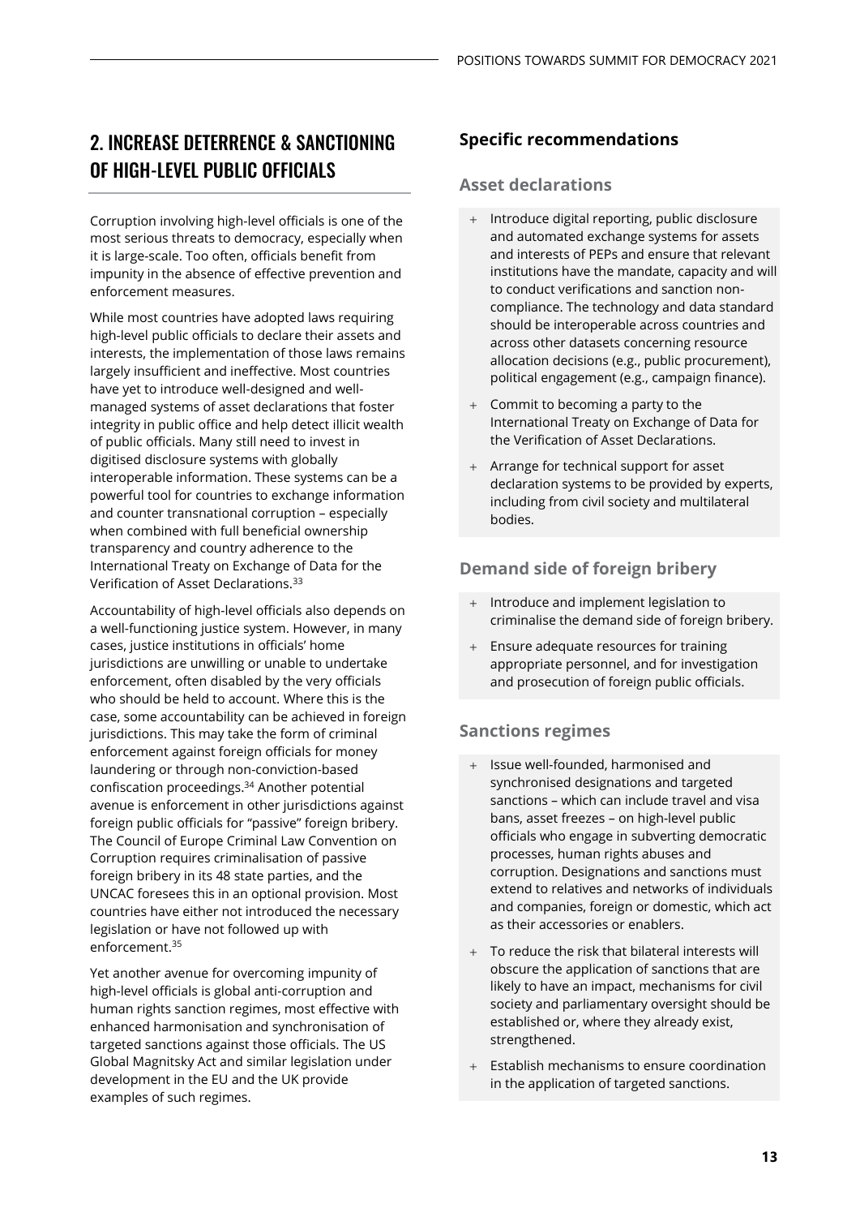## 2. INCREASE DETERRENCE & SANCTIONING OF HIGH-LEVEL PUBLIC OFFICIALS

Corruption involving high-level officials is one of the most serious threats to democracy, especially when it is large-scale. Too often, officials benefit from impunity in the absence of effective prevention and enforcement measures.

While most countries have adopted laws requiring high-level public officials to declare their assets and interests, the implementation of those laws remains largely insufficient and ineffective. Most countries have yet to introduce well-designed and well-managed systems of asset declarations that foster integrity in public office and help detect illicit wealth of public officials. Many still need to invest in digitised disclosure systems with globally interoperable information. These systems can be a powerful tool for countries to exchange information and counter transnational corruption – especially when combined with full beneficial ownership transparency and country adherence to the International Treaty on Exchange of Data for the Verification of Asset Declarations.[33]

Accountability of high-level officials also depends on a well-functioning justice system. However, in many cases, justice institutions in officials' home jurisdictions are unwilling or unable to undertake enforcement, often disabled by the very officials who should be held to account. Where this is the case, some accountability can be achieved in foreign jurisdictions. This may take the form of criminal enforcement against foreign officials for money laundering or through non-conviction-based confiscation proceedings.[34] Another potential avenue is enforcement in other jurisdictions against foreign public officials for "passive" foreign bribery. The Council of Europe Criminal Law Convention on Corruption requires criminalisation of passive foreign bribery in its 48 state parties, and the UNCAC foresees this in an optional provision. Most countries have either not introduced the necessary legislation or have not followed up with enforcement.[35]

Yet another avenue for overcoming impunity of high-level officials is global anti-corruption and human rights sanction regimes, most effective with enhanced harmonisation and synchronisation of targeted sanctions against those officials. The US Global Magnitsky Act and similar legislation under development in the EU and the UK provide examples of such regimes.

### Specific recommendations

#### Asset declarations

+ Introduce digital reporting, public disclosure and automated exchange systems for assets and interests of PEPs and ensure that relevant institutions have the mandate, capacity and will to conduct verifications and sanction non-compliance. The technology and data standard should be interoperable across countries and across other datasets concerning resource allocation decisions (e.g., public procurement), political engagement (e.g., campaign finance).
+ Commit to becoming a party to the International Treaty on Exchange of Data for the Verification of Asset Declarations.
+ Arrange for technical support for asset declaration systems to be provided by experts, including from civil society and multilateral bodies.

#### Demand side of foreign bribery

+ Introduce and implement legislation to criminalise the demand side of foreign bribery.
+ Ensure adequate resources for training appropriate personnel, and for investigation and prosecution of foreign public officials.

#### Sanctions regimes

+ Issue well-founded, harmonised and synchronised designations and targeted sanctions – which can include travel and visa bans, asset freezes – on high-level public officials who engage in subverting democratic processes, human rights abuses and corruption. Designations and sanctions must extend to relatives and networks of individuals and companies, foreign or domestic, which act as their accessories or enablers.
+ To reduce the risk that bilateral interests will obscure the application of sanctions that are likely to have an impact, mechanisms for civil society and parliamentary oversight should be established or, where they already exist, strengthened.
+ Establish mechanisms to ensure coordination in the application of targeted sanctions.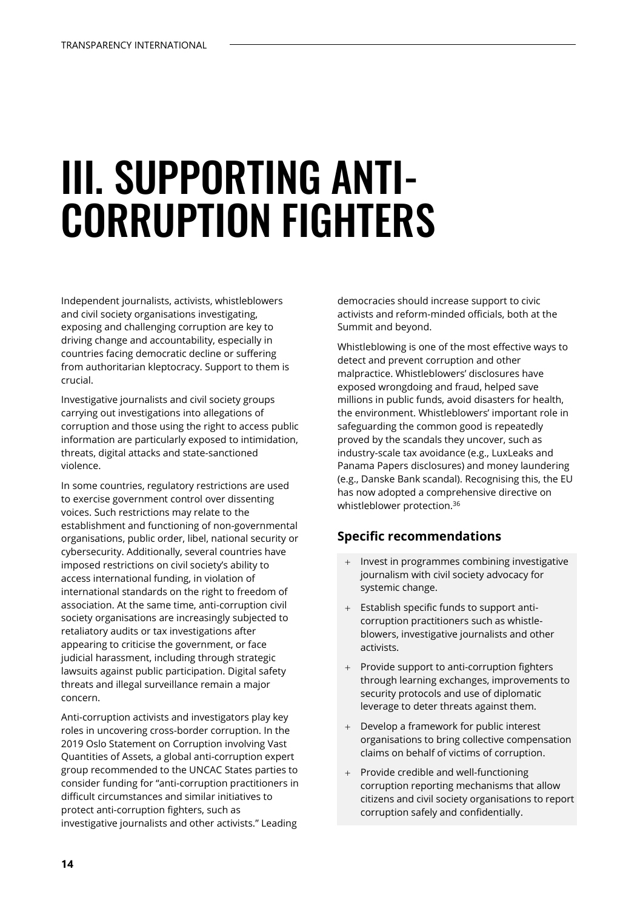# III. SUPPORTING ANTI-CORRUPTION FIGHTERS

Independent journalists, activists, whistleblowers and civil society organisations investigating, exposing and challenging corruption are key to driving change and accountability, especially in countries facing democratic decline or suffering from authoritarian kleptocracy. Support to them is crucial.

Investigative journalists and civil society groups carrying out investigations into allegations of corruption and those using the right to access public information are particularly exposed to intimidation, threats, digital attacks and state-sanctioned violence.

In some countries, regulatory restrictions are used to exercise government control over dissenting voices. Such restrictions may relate to the establishment and functioning of non-governmental organisations, public order, libel, national security or cybersecurity. Additionally, several countries have imposed restrictions on civil society's ability to access international funding, in violation of international standards on the right to freedom of association. At the same time, anti-corruption civil society organisations are increasingly subjected to retaliatory audits or tax investigations after appearing to criticise the government, or face judicial harassment, including through strategic lawsuits against public participation. Digital safety threats and illegal surveillance remain a major concern.

Anti-corruption activists and investigators play key roles in uncovering cross-border corruption. In the 2019 Oslo Statement on Corruption involving Vast Quantities of Assets, a global anti-corruption expert group recommended to the UNCAC States parties to consider funding for "anti-corruption practitioners in difficult circumstances and similar initiatives to protect anti-corruption fighters, such as investigative journalists and other activists." Leading democracies should increase support to civic activists and reform-minded officials, both at the Summit and beyond.

Whistleblowing is one of the most effective ways to detect and prevent corruption and other malpractice. Whistleblowers' disclosures have exposed wrongdoing and fraud, helped save millions in public funds, avoid disasters for health, the environment. Whistleblowers' important role in safeguarding the common good is repeatedly proved by the scandals they uncover, such as industry-scale tax avoidance (e.g., LuxLeaks and Panama Papers disclosures) and money laundering (e.g., Danske Bank scandal). Recognising this, the EU has now adopted a comprehensive directive on whistleblower protection.[36]

## Specific recommendations

+ Invest in programmes combining investigative journalism with civil society advocacy for systemic change.
+ Establish specific funds to support anti-corruption practitioners such as whistle-blowers, investigative journalists and other activists.
+ Provide support to anti-corruption fighters through learning exchanges, improvements to security protocols and use of diplomatic leverage to deter threats against them.
+ Develop a framework for public interest organisations to bring collective compensation claims on behalf of victims of corruption.
+ Provide credible and well-functioning corruption reporting mechanisms that allow citizens and civil society organisations to report corruption safely and confidentially.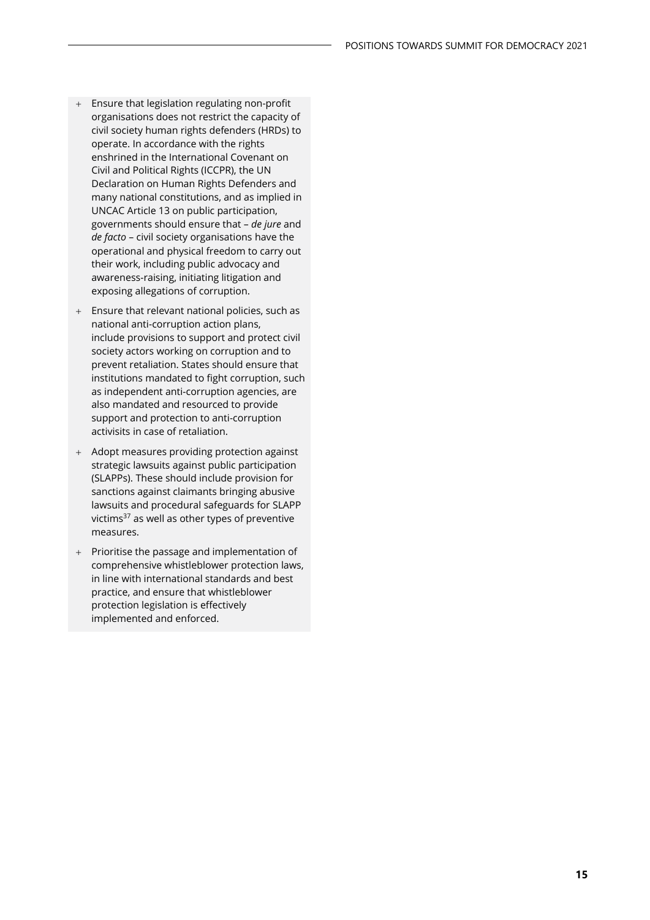- Ensure that legislation regulating non-profit organisations does not restrict the capacity of civil society human rights defenders (HRDs) to operate. In accordance with the rights enshrined in the International Covenant on Civil and Political Rights (ICCPR), the UN Declaration on Human Rights Defenders and many national constitutions, and as implied in UNCAC Article 13 on public participation, governments should ensure that – *de jure* and *de facto* – civil society organisations have the operational and physical freedom to carry out their work, including public advocacy and awareness-raising, initiating litigation and exposing allegations of corruption.
- Ensure that relevant national policies, such as national anti-corruption action plans, include provisions to support and protect civil society actors working on corruption and to prevent retaliation. States should ensure that institutions mandated to fight corruption, such as independent anti-corruption agencies, are also mandated and resourced to provide support and protection to anti-corruption activisits in case of retaliation.
- Adopt measures providing protection against strategic lawsuits against public participation (SLAPPs). These should include provision for sanctions against claimants bringing abusive lawsuits and procedural safeguards for SLAPP victims[37] as well as other types of preventive measures.
- Prioritise the passage and implementation of comprehensive whistleblower protection laws, in line with international standards and best practice, and ensure that whistleblower protection legislation is effectively implemented and enforced.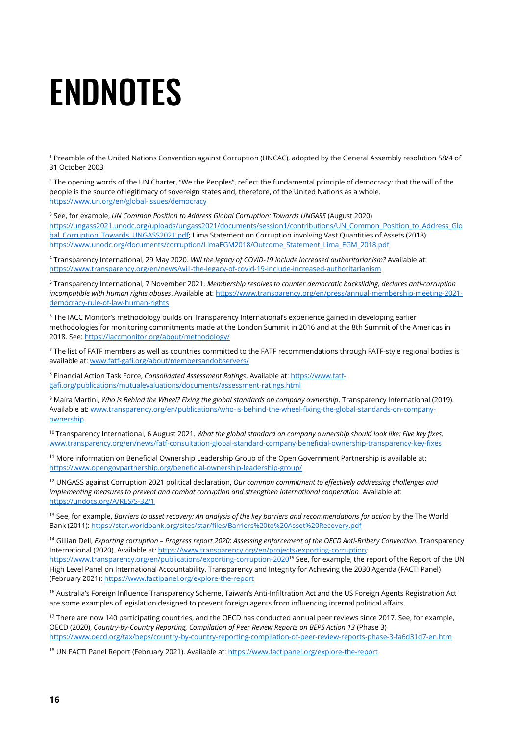# ENDNOTES

[1] Preamble of the United Nations Convention against Corruption (UNCAC), adopted by the General Assembly resolution 58/4 of 31 October 2003

[2] The opening words of the UN Charter, "We the Peoples", reflect the fundamental principle of democracy: that the will of the people is the source of legitimacy of sovereign states and, therefore, of the United Nations as a whole. https://www.un.org/en/global-issues/democracy

[3] See, for example, *UN Common Position to Address Global Corruption: Towards UNGASS* (August 2020) https://ungass2021.unodc.org/uploads/ungass2021/documents/session1/contributions/UN_Common_Position_to_Address_Global_Corruption_Towards_UNGASS2021.pdf; Lima Statement on Corruption involving Vast Quantities of Assets (2018) https://www.unodc.org/documents/corruption/LimaEGM2018/Outcome_Statement_Lima_EGM_2018.pdf

[4] Transparency International, 29 May 2020. *Will the legacy of COVID-19 include increased authoritarianism?* Available at: https://www.transparency.org/en/news/will-the-legacy-of-covid-19-include-increased-authoritarianism

[5] Transparency International, 7 November 2021. *Membership resolves to counter democratic backsliding, declares anti-corruption incompatible with human rights abuses*. Available at: https://www.transparency.org/en/press/annual-membership-meeting-2021-democracy-rule-of-law-human-rights

[6] The IACC Monitor's methodology builds on Transparency International's experience gained in developing earlier methodologies for monitoring commitments made at the London Summit in 2016 and at the 8th Summit of the Americas in 2018. See: https://iaccmonitor.org/about/methodology/

[7] The list of FATF members as well as countries committed to the FATF recommendations through FATF-style regional bodies is available at: www.fatf-gafi.org/about/membersandobservers/

[8] Financial Action Task Force, *Consolidated Assessment Ratings*. Available at: https://www.fatf-gafi.org/publications/mutualevaluations/documents/assessment-ratings.html

[9] Maíra Martini, *Who is Behind the Wheel? Fixing the global standards on company ownership*. Transparency International (2019). Available at: www.transparency.org/en/publications/who-is-behind-the-wheel-fixing-the-global-standards-on-company-ownership

[10] Transparency International, 6 August 2021. *What the global standard on company ownership should look like: Five key fixes.* www.transparency.org/en/news/fatf-consultation-global-standard-company-beneficial-ownership-transparency-key-fixes

[11] More information on Beneficial Ownership Leadership Group of the Open Government Partnership is available at: https://www.opengovpartnership.org/beneficial-ownership-leadership-group/

[12] UNGASS against Corruption 2021 political declaration, *Our common commitment to effectively addressing challenges and implementing measures to prevent and combat corruption and strengthen international cooperation*. Available at: https://undocs.org/A/RES/S-32/1

[13] See, for example, *Barriers to asset recovery: An analysis of the key barriers and recommendations for action* by the The World Bank (2011): https://star.worldbank.org/sites/star/files/Barriers%20to%20Asset%20Recovery.pdf

[14] Gillian Dell, *Exporting corruption – Progress report 2020*: *Assessing enforcement of the OECD Anti-Bribery Convention.* Transparency International (2020). Available at: https://www.transparency.org/en/projects/exporting-corruption; https://www.transparency.org/en/publications/exporting-corruption-2020[15] See, for example, the report of the Report of the UN High Level Panel on International Accountability, Transparency and Integrity for Achieving the 2030 Agenda (FACTI Panel) (February 2021): https://www.factipanel.org/explore-the-report

[16] Australia's Foreign Influence Transparency Scheme, Taiwan's Anti-Infiltration Act and the US Foreign Agents Registration Act are some examples of legislation designed to prevent foreign agents from influencing internal political affairs.

[17] There are now 140 participating countries, and the OECD has conducted annual peer reviews since 2017. See, for example, OECD (2020), *Country-by-Country Reporting, Compilation of Peer Review Reports on BEPS Action 13* (Phase 3) https://www.oecd.org/tax/beps/country-by-country-reporting-compilation-of-peer-review-reports-phase-3-fa6d31d7-en.htm

[18] UN FACTI Panel Report (February 2021). Available at: https://www.factipanel.org/explore-the-report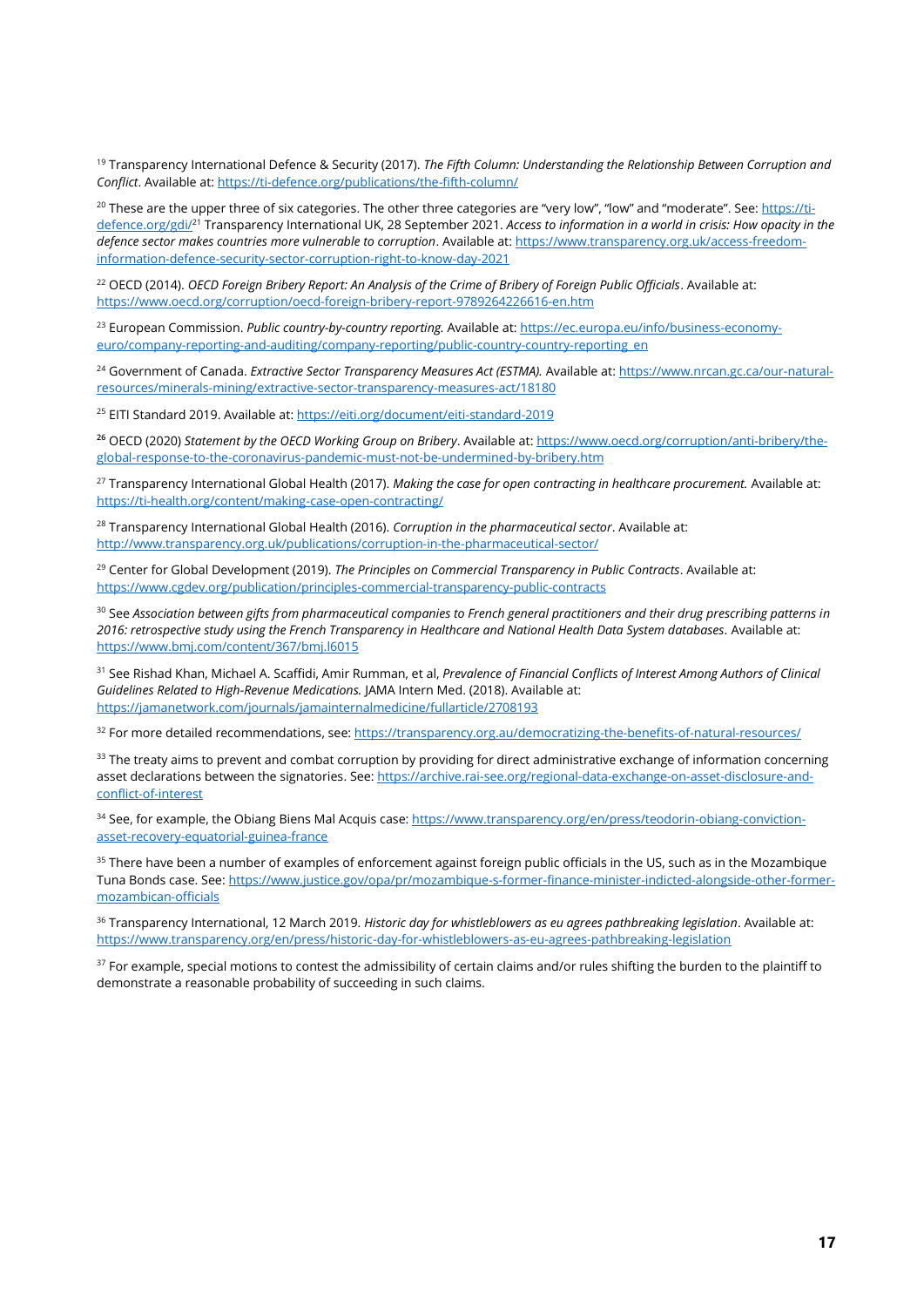[19] Transparency International Defence & Security (2017). *The Fifth Column: Understanding the Relationship Between Corruption and Conflict*. Available at: https://ti-defence.org/publications/the-fifth-column/

[20] These are the upper three of six categories. The other three categories are "very low", "low" and "moderate". See: https://ti-defence.org/gdi/[21] Transparency International UK, 28 September 2021. *Access to information in a world in crisis: How opacity in the defence sector makes countries more vulnerable to corruption*. Available at: https://www.transparency.org.uk/access-freedom-information-defence-security-sector-corruption-right-to-know-day-2021

[22] OECD (2014). *OECD Foreign Bribery Report: An Analysis of the Crime of Bribery of Foreign Public Officials*. Available at: https://www.oecd.org/corruption/oecd-foreign-bribery-report-9789264226616-en.htm

[23] European Commission. *Public country-by-country reporting.* Available at: https://ec.europa.eu/info/business-economy-euro/company-reporting-and-auditing/company-reporting/public-country-country-reporting_en

[24] Government of Canada. *Extractive Sector Transparency Measures Act (ESTMA).* Available at: https://www.nrcan.gc.ca/our-natural-resources/minerals-mining/extractive-sector-transparency-measures-act/18180

[25] EITI Standard 2019. Available at: https://eiti.org/document/eiti-standard-2019

[26] OECD (2020) *Statement by the OECD Working Group on Bribery*. Available at: https://www.oecd.org/corruption/anti-bribery/the-global-response-to-the-coronavirus-pandemic-must-not-be-undermined-by-bribery.htm

[27] Transparency International Global Health (2017). *Making the case for open contracting in healthcare procurement.* Available at: https://ti-health.org/content/making-case-open-contracting/

[28] Transparency International Global Health (2016). *Corruption in the pharmaceutical sector*. Available at: http://www.transparency.org.uk/publications/corruption-in-the-pharmaceutical-sector/

[29] Center for Global Development (2019). *The Principles on Commercial Transparency in Public Contracts*. Available at: https://www.cgdev.org/publication/principles-commercial-transparency-public-contracts

[30] See *Association between gifts from pharmaceutical companies to French general practitioners and their drug prescribing patterns in 2016: retrospective study using the French Transparency in Healthcare and National Health Data System databases*. Available at: https://www.bmj.com/content/367/bmj.l6015

[31] See Rishad Khan, Michael A. Scaffidi, Amir Rumman, et al, *Prevalence of Financial Conflicts of Interest Among Authors of Clinical Guidelines Related to High-Revenue Medications.* JAMA Intern Med. (2018). Available at: https://jamanetwork.com/journals/jamainternalmedicine/fullarticle/2708193

[32] For more detailed recommendations, see: https://transparency.org.au/democratizing-the-benefits-of-natural-resources/

[33] The treaty aims to prevent and combat corruption by providing for direct administrative exchange of information concerning asset declarations between the signatories. See: https://archive.rai-see.org/regional-data-exchange-on-asset-disclosure-and-conflict-of-interest

[34] See, for example, the Obiang Biens Mal Acquis case: https://www.transparency.org/en/press/teodorin-obiang-conviction-asset-recovery-equatorial-guinea-france

[35] There have been a number of examples of enforcement against foreign public officials in the US, such as in the Mozambique Tuna Bonds case. See: https://www.justice.gov/opa/pr/mozambique-s-former-finance-minister-indicted-alongside-other-former-mozambican-officials

[36] Transparency International, 12 March 2019. *Historic day for whistleblowers as eu agrees pathbreaking legislation*. Available at: https://www.transparency.org/en/press/historic-day-for-whistleblowers-as-eu-agrees-pathbreaking-legislation

[37] For example, special motions to contest the admissibility of certain claims and/or rules shifting the burden to the plaintiff to demonstrate a reasonable probability of succeeding in such claims.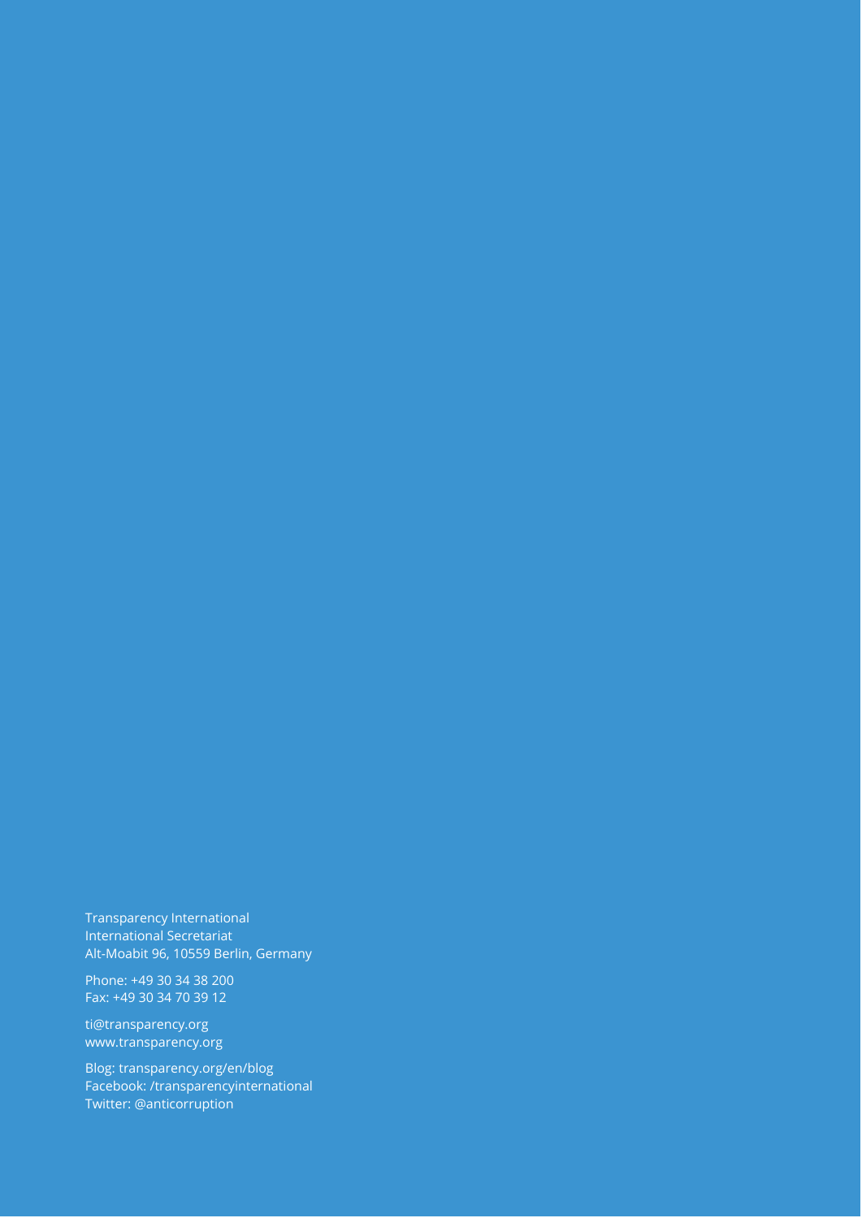Transparency International
International Secretariat
Alt-Moabit 96, 10559 Berlin, Germany

Phone: +49 30 34 38 200
Fax: +49 30 34 70 39 12

ti@transparency.org
www.transparency.org

Blog: transparency.org/en/blog
Facebook: /transparencyinternational
Twitter: @anticorruption